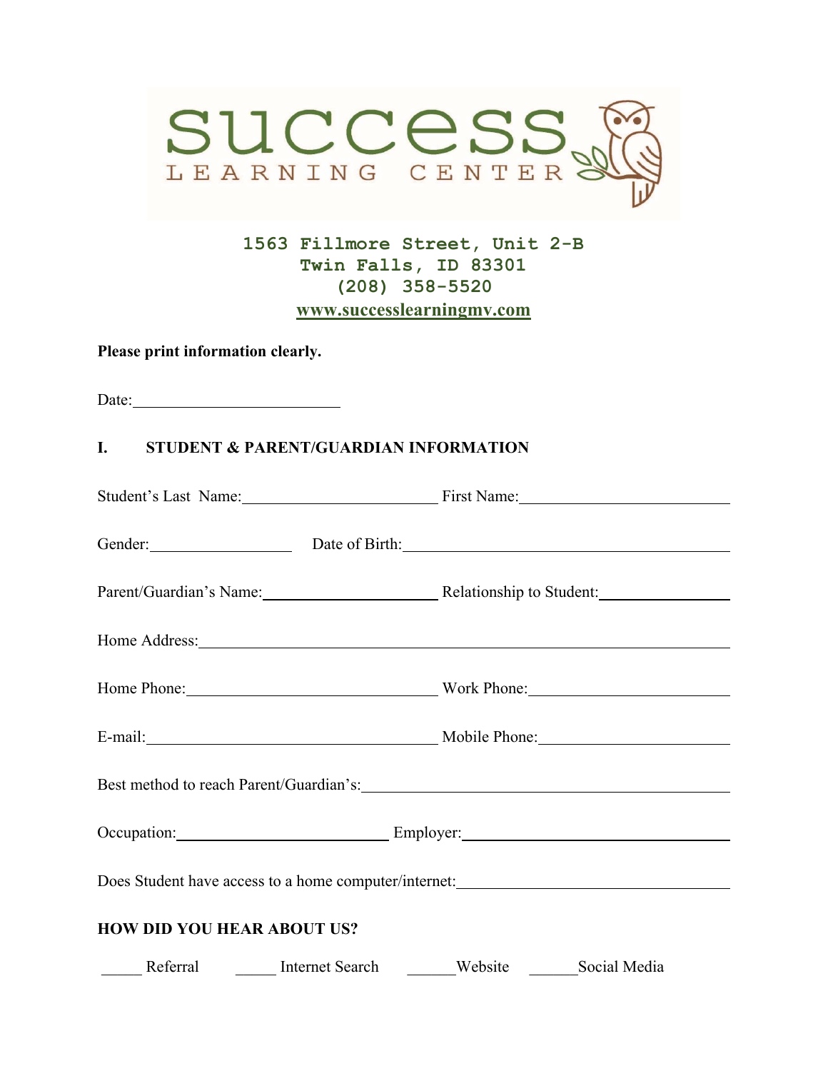# SUCCESS LEARNING CENTER

**1563 Fillmore Street, Unit 2-B**
**Twin Falls, ID 83301**
**(208) 358-5520**
**www.successlearningmv.com**

**Please print information clearly.**

Date:\_\_\_\_\_\_\_\_\_\_\_\_\_\_\_\_\_\_\_\_\_\_\_\_\_\_

## I. STUDENT & PARENT/GUARDIAN INFORMATION

Student's Last Name:\_\_\_\_\_\_\_\_\_\_\_\_\_\_\_\_\_\_\_\_\_\_\_\_ First Name:\_\_\_\_\_\_\_\_\_\_\_\_\_\_\_\_\_\_\_\_\_\_\_\_\_\_

Gender:\_\_\_\_\_\_\_\_\_\_\_\_\_\_\_\_ Date of Birth:\_\_\_\_\_\_\_\_\_\_\_\_\_\_\_\_\_\_\_\_\_\_\_\_\_\_\_\_\_\_\_\_\_\_\_\_\_\_\_\_\_

Parent/Guardian's Name:\_\_\_\_\_\_\_\_\_\_\_\_\_\_\_\_\_\_\_\_\_\_ Relationship to Student:\_\_\_\_\_\_\_\_\_\_\_\_\_\_\_\_

Home Address:\_\_\_\_\_\_\_\_\_\_\_\_\_\_\_\_\_\_\_\_\_\_\_\_\_\_\_\_\_\_\_\_\_\_\_\_\_\_\_\_\_\_\_\_\_\_\_\_\_\_\_\_\_\_\_\_\_\_\_\_\_\_\_\_

Home Phone:\_\_\_\_\_\_\_\_\_\_\_\_\_\_\_\_\_\_\_\_\_\_\_\_\_\_\_\_\_\_ Work Phone:\_\_\_\_\_\_\_\_\_\_\_\_\_\_\_\_\_\_\_\_\_\_\_\_\_

E-mail:\_\_\_\_\_\_\_\_\_\_\_\_\_\_\_\_\_\_\_\_\_\_\_\_\_\_\_\_\_\_\_\_\_\_\_\_ Mobile Phone:\_\_\_\_\_\_\_\_\_\_\_\_\_\_\_\_\_\_\_\_\_\_\_

Best method to reach Parent/Guardian's:\_\_\_\_\_\_\_\_\_\_\_\_\_\_\_\_\_\_\_\_\_\_\_\_\_\_\_\_\_\_\_\_\_\_\_\_\_\_\_\_\_\_\_\_

Occupation:\_\_\_\_\_\_\_\_\_\_\_\_\_\_\_\_\_\_\_\_\_\_\_\_\_\_\_ Employer:\_\_\_\_\_\_\_\_\_\_\_\_\_\_\_\_\_\_\_\_\_\_\_\_\_\_\_\_\_\_\_\_\_\_

Does Student have access to a home computer/internet:\_\_\_\_\_\_\_\_\_\_\_\_\_\_\_\_\_\_\_\_\_\_\_\_\_\_\_\_\_\_\_\_\_\_\_

**HOW DID YOU HEAR ABOUT US?**

\_\_\_\_\_ Referral    \_\_\_\_\_ Internet Search    \_\_\_\_\_\_Website    \_\_\_\_\_\_Social Media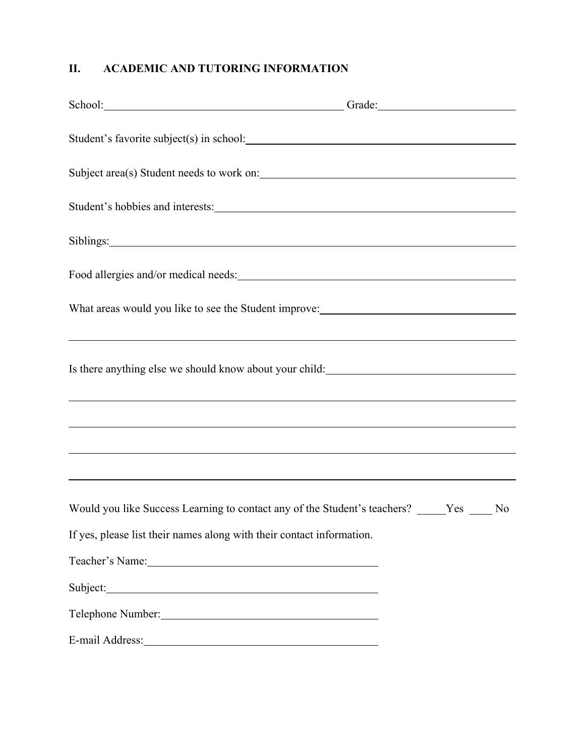## II. ACADEMIC AND TUTORING INFORMATION

School: \_\_\_\_\_\_\_\_\_\_\_\_\_\_\_\_\_\_\_\_\_\_\_\_\_\_\_\_\_\_\_\_\_\_\_\_\_\_\_\_ Grade: \_\_\_\_\_\_\_\_\_\_\_\_\_\_\_\_\_\_\_\_\_\_

Student's favorite subject(s) in school: \_\_\_\_\_\_\_\_\_\_\_\_\_\_\_\_\_\_\_\_\_\_\_\_\_\_\_\_\_\_\_\_\_\_\_\_\_\_\_\_\_\_\_\_

Subject area(s) Student needs to work on: \_\_\_\_\_\_\_\_\_\_\_\_\_\_\_\_\_\_\_\_\_\_\_\_\_\_\_\_\_\_\_\_\_\_\_\_\_\_\_\_\_\_

Student's hobbies and interests: \_\_\_\_\_\_\_\_\_\_\_\_\_\_\_\_\_\_\_\_\_\_\_\_\_\_\_\_\_\_\_\_\_\_\_\_\_\_\_\_\_\_\_\_\_\_\_\_\_\_\_

Siblings: \_\_\_\_\_\_\_\_\_\_\_\_\_\_\_\_\_\_\_\_\_\_\_\_\_\_\_\_\_\_\_\_\_\_\_\_\_\_\_\_\_\_\_\_\_\_\_\_\_\_\_\_\_\_\_\_\_\_\_\_\_\_\_\_\_\_\_\_\_\_

Food allergies and/or medical needs: \_\_\_\_\_\_\_\_\_\_\_\_\_\_\_\_\_\_\_\_\_\_\_\_\_\_\_\_\_\_\_\_\_\_\_\_\_\_\_\_\_\_\_\_\_\_

What areas would you like to see the Student improve: \_\_\_\_\_\_\_\_\_\_\_\_\_\_\_\_\_\_\_\_\_\_\_\_\_\_\_\_\_\_\_\_\_

\_\_\_\_\_\_\_\_\_\_\_\_\_\_\_\_\_\_\_\_\_\_\_\_\_\_\_\_\_\_\_\_\_\_\_\_\_\_\_\_\_\_\_\_\_\_\_\_\_\_\_\_\_\_\_\_\_\_\_\_\_\_\_\_\_\_\_\_\_\_\_\_\_\_\_\_\_\_\_\_

Is there anything else we should know about your child: \_\_\_\_\_\_\_\_\_\_\_\_\_\_\_\_\_\_\_\_\_\_\_\_\_\_\_\_\_\_\_

\_\_\_\_\_\_\_\_\_\_\_\_\_\_\_\_\_\_\_\_\_\_\_\_\_\_\_\_\_\_\_\_\_\_\_\_\_\_\_\_\_\_\_\_\_\_\_\_\_\_\_\_\_\_\_\_\_\_\_\_\_\_\_\_\_\_\_\_\_\_\_\_\_\_\_\_\_\_\_\_

\_\_\_\_\_\_\_\_\_\_\_\_\_\_\_\_\_\_\_\_\_\_\_\_\_\_\_\_\_\_\_\_\_\_\_\_\_\_\_\_\_\_\_\_\_\_\_\_\_\_\_\_\_\_\_\_\_\_\_\_\_\_\_\_\_\_\_\_\_\_\_\_\_\_\_\_\_\_\_\_

\_\_\_\_\_\_\_\_\_\_\_\_\_\_\_\_\_\_\_\_\_\_\_\_\_\_\_\_\_\_\_\_\_\_\_\_\_\_\_\_\_\_\_\_\_\_\_\_\_\_\_\_\_\_\_\_\_\_\_\_\_\_\_\_\_\_\_\_\_\_\_\_\_\_\_\_\_\_\_\_

\_\_\_\_\_\_\_\_\_\_\_\_\_\_\_\_\_\_\_\_\_\_\_\_\_\_\_\_\_\_\_\_\_\_\_\_\_\_\_\_\_\_\_\_\_\_\_\_\_\_\_\_\_\_\_\_\_\_\_\_\_\_\_\_\_\_\_\_\_\_\_\_\_\_\_\_\_\_\_\_

Would you like Success Learning to contact any of the Student's teachers? \_\_\_\_\_Yes \_\_\_\_ No

If yes, please list their names along with their contact information.

Teacher's Name: \_\_\_\_\_\_\_\_\_\_\_\_\_\_\_\_\_\_\_\_\_\_\_\_\_\_\_\_\_\_\_\_\_\_\_\_\_\_\_

Subject: \_\_\_\_\_\_\_\_\_\_\_\_\_\_\_\_\_\_\_\_\_\_\_\_\_\_\_\_\_\_\_\_\_\_\_\_\_\_\_\_\_\_\_\_\_

Telephone Number: \_\_\_\_\_\_\_\_\_\_\_\_\_\_\_\_\_\_\_\_\_\_\_\_\_\_\_\_\_\_\_\_\_\_\_\_\_

E-mail Address: \_\_\_\_\_\_\_\_\_\_\_\_\_\_\_\_\_\_\_\_\_\_\_\_\_\_\_\_\_\_\_\_\_\_\_\_\_\_\_\_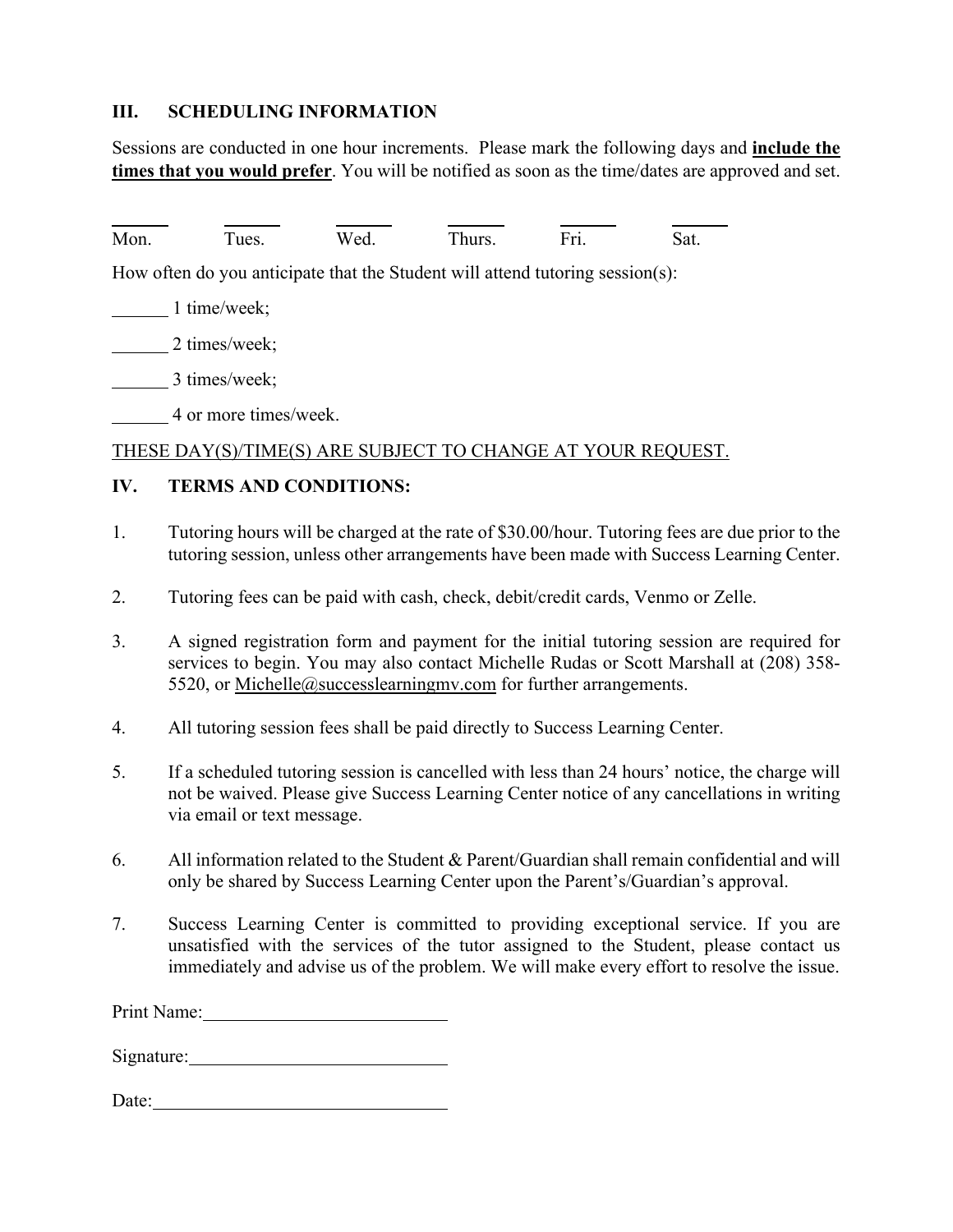## III. SCHEDULING INFORMATION

Sessions are conducted in one hour increments. Please mark the following days and **<u>include the times that you would prefer</u>**. You will be notified as soon as the time/dates are approved and set.

| ______ | ______ | ______ | ______ | ______ | ______ |
| --- | --- | --- | --- | --- | --- |
| Mon. | Tues. | Wed. | Thurs. | Fri. | Sat. |

How often do you anticipate that the Student will attend tutoring session(s):

______ 1 time/week;

______ 2 times/week;

______ 3 times/week;

______ 4 or more times/week.

<u>THESE DAY(S)/TIME(S) ARE SUBJECT TO CHANGE AT YOUR REQUEST.</u>

## IV. TERMS AND CONDITIONS:

1. Tutoring hours will be charged at the rate of $30.00/hour. Tutoring fees are due prior to the tutoring session, unless other arrangements have been made with Success Learning Center.

2. Tutoring fees can be paid with cash, check, debit/credit cards, Venmo or Zelle.

3. A signed registration form and payment for the initial tutoring session are required for services to begin. You may also contact Michelle Rudas or Scott Marshall at (208) 358-5520, or <u>Michelle@successlearningmv.com</u> for further arrangements.

4. All tutoring session fees shall be paid directly to Success Learning Center.

5. If a scheduled tutoring session is cancelled with less than 24 hours' notice, the charge will not be waived. Please give Success Learning Center notice of any cancellations in writing via email or text message.

6. All information related to the Student & Parent/Guardian shall remain confidential and will only be shared by Success Learning Center upon the Parent's/Guardian's approval.

7. Success Learning Center is committed to providing exceptional service. If you are unsatisfied with the services of the tutor assigned to the Student, please contact us immediately and advise us of the problem. We will make every effort to resolve the issue.

Print Name:____________________________

Signature:____________________________

Date:____________________________